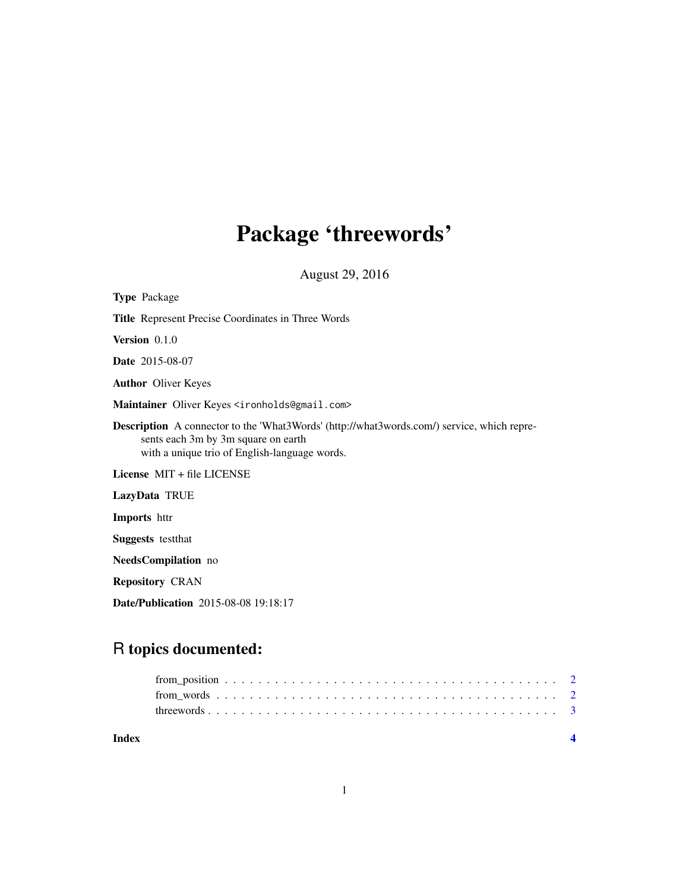# Package 'threewords'

August 29, 2016

**Type** Package

**Title** Represent Precise Coordinates in Three Words

**Version** 0.1.0

**Date** 2015-08-07

**Author** Oliver Keyes

**Maintainer** Oliver Keyes <ironholds@gmail.com>

**Description** A connector to the 'What3Words' (http://what3words.com/) service, which represents each 3m by 3m square on earth with a unique trio of English-language words.

**License** MIT + file LICENSE

**LazyData** TRUE

**Imports** httr

**Suggests** testthat

**NeedsCompilation** no

**Repository** CRAN

**Date/Publication** 2015-08-08 19:18:17

## R topics documented:

from_position . . . . . . . . . . . . . . . . . . . . . . . . . . . . . . . . . . . . . . . . 2
from_words . . . . . . . . . . . . . . . . . . . . . . . . . . . . . . . . . . . . . . . . . 2
threewords . . . . . . . . . . . . . . . . . . . . . . . . . . . . . . . . . . . . . . . . . 3

**Index** **4**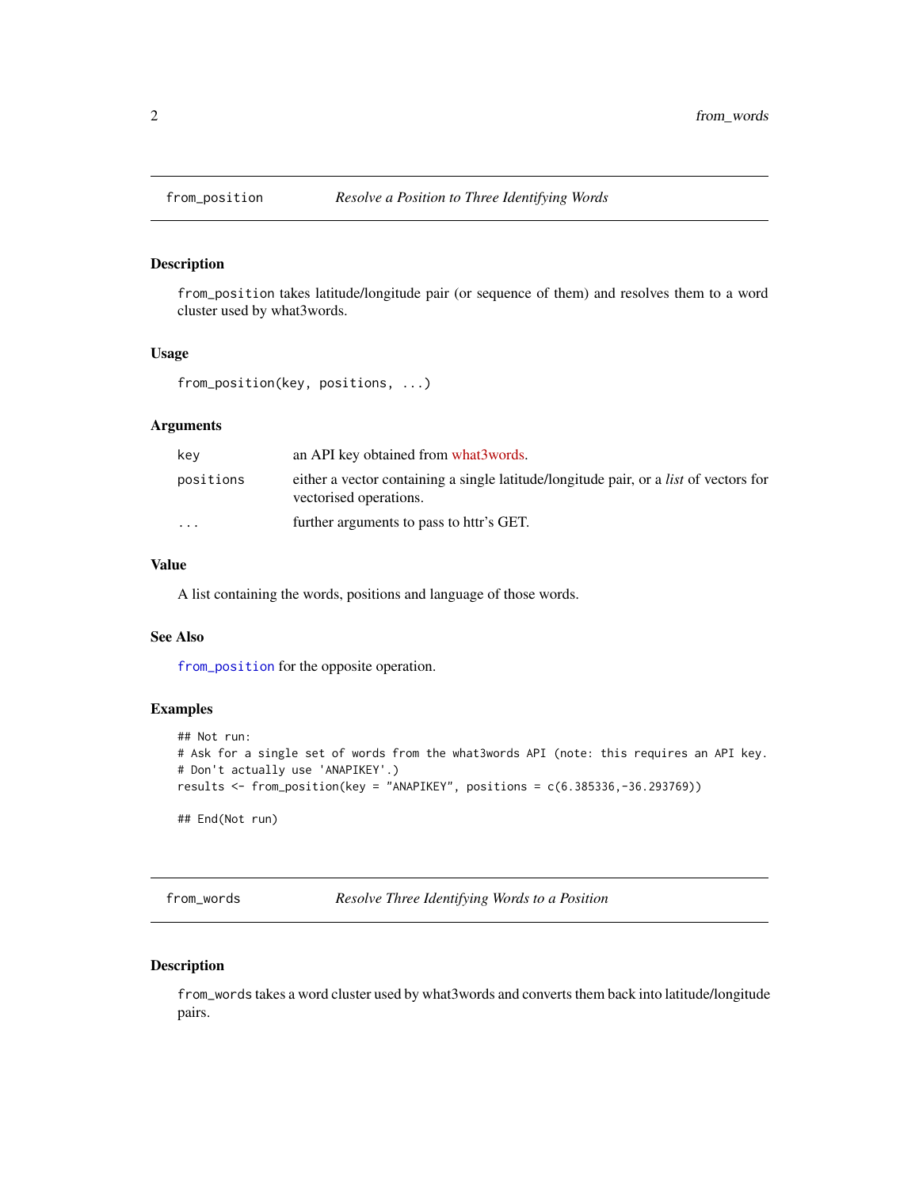## from_position    *Resolve a Position to Three Identifying Words*

### Description

from_position takes latitude/longitude pair (or sequence of them) and resolves them to a word cluster used by what3words.

### Usage

```
from_position(key, positions, ...)
```

### Arguments

| | |
|---|---|
| key | an API key obtained from what3words. |
| positions | either a vector containing a single latitude/longitude pair, or a *list* of vectors for vectorised operations. |
| ... | further arguments to pass to httr's GET. |

### Value

A list containing the words, positions and language of those words.

### See Also

from_position for the opposite operation.

### Examples

```
## Not run:
# Ask for a single set of words from the what3words API (note: this requires an API key.
# Don't actually use 'ANAPIKEY'.)
results <- from_position(key = "ANAPIKEY", positions = c(6.385336,-36.293769))

## End(Not run)
```

## from_words    *Resolve Three Identifying Words to a Position*

### Description

from_words takes a word cluster used by what3words and converts them back into latitude/longitude pairs.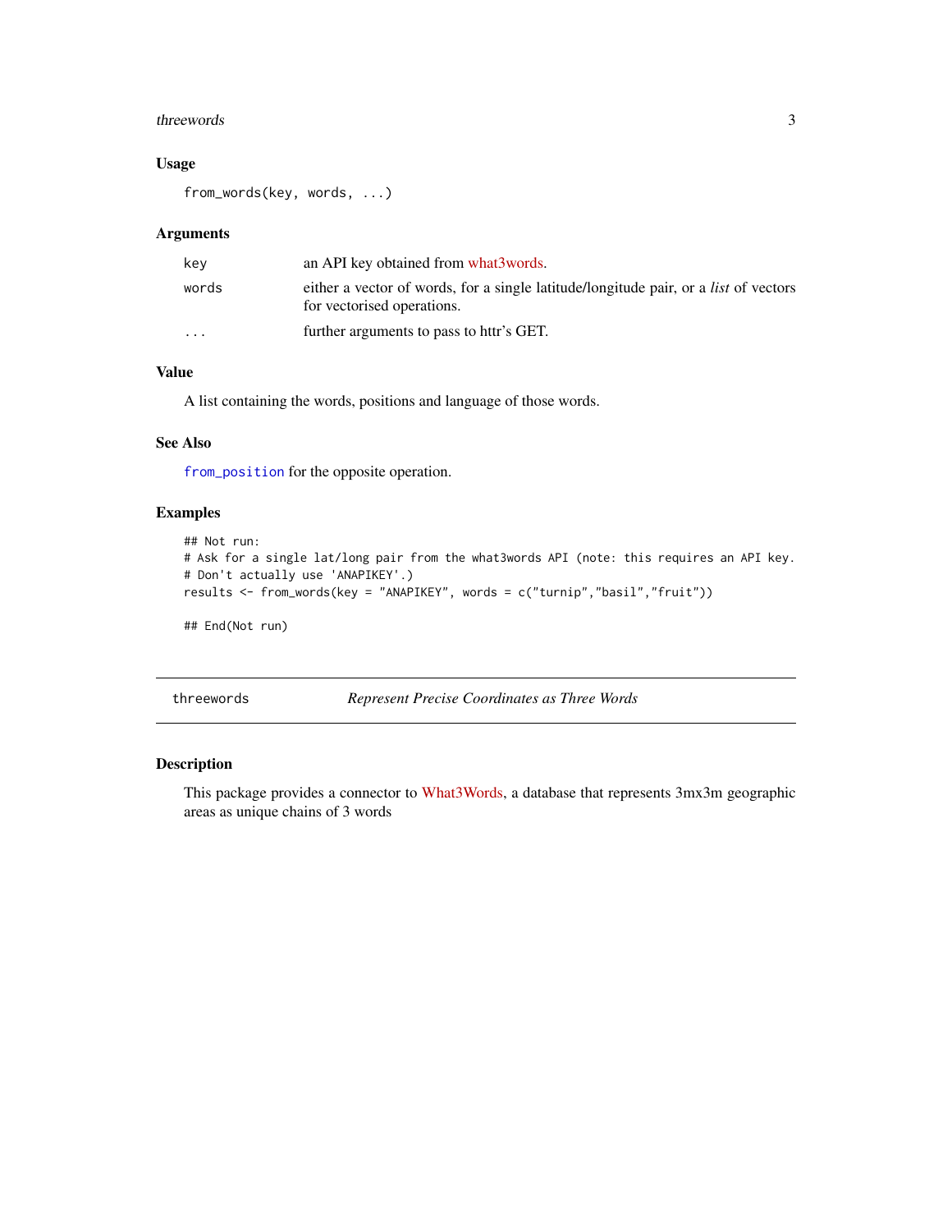### Usage

```
from_words(key, words, ...)
```

### Arguments

| | |
|---|---|
| key | an API key obtained from what3words. |
| words | either a vector of words, for a single latitude/longitude pair, or a *list* of vectors for vectorised operations. |
| ... | further arguments to pass to httr's GET. |

### Value

A list containing the words, positions and language of those words.

### See Also

from_position for the opposite operation.

### Examples

```
## Not run:
# Ask for a single lat/long pair from the what3words API (note: this requires an API key.
# Don't actually use 'ANAPIKEY'.)
results <- from_words(key = "ANAPIKEY", words = c("turnip","basil","fruit"))

## End(Not run)
```

---

## threewords — *Represent Precise Coordinates as Three Words*

### Description

This package provides a connector to What3Words, a database that represents 3mx3m geographic areas as unique chains of 3 words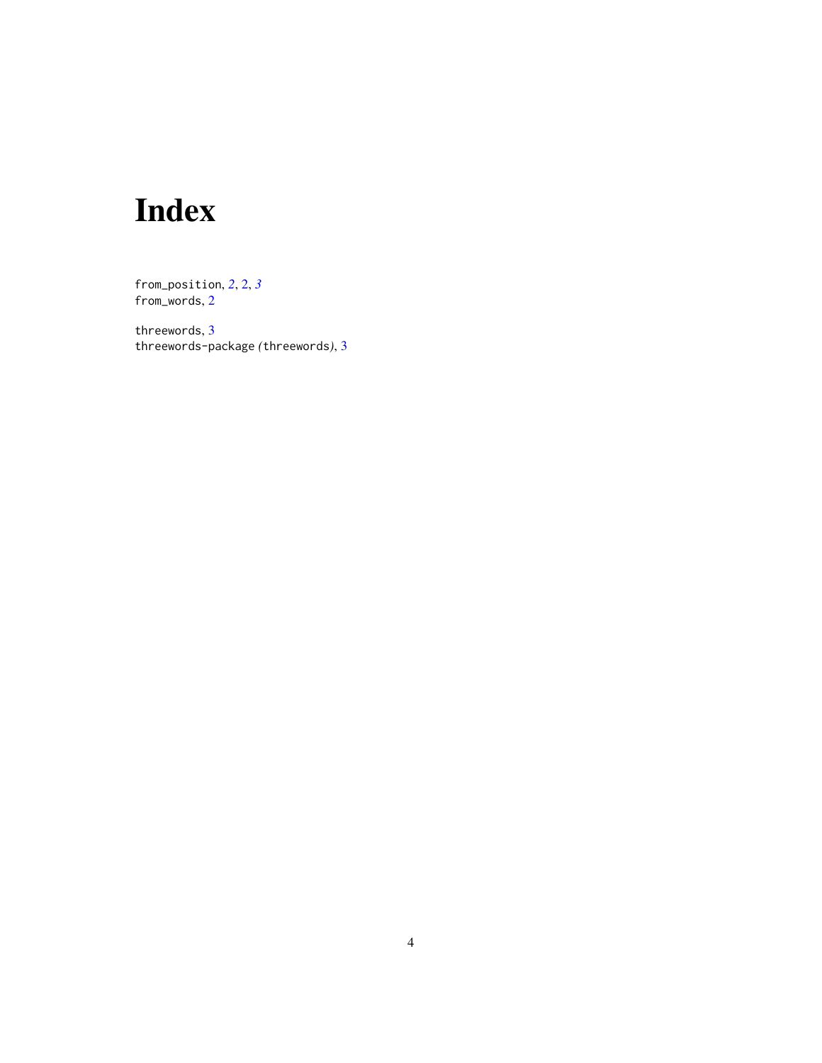# Index

from_position, *2*, 2, *3*
from_words, 2

threewords, 3
threewords-package (threewords), 3